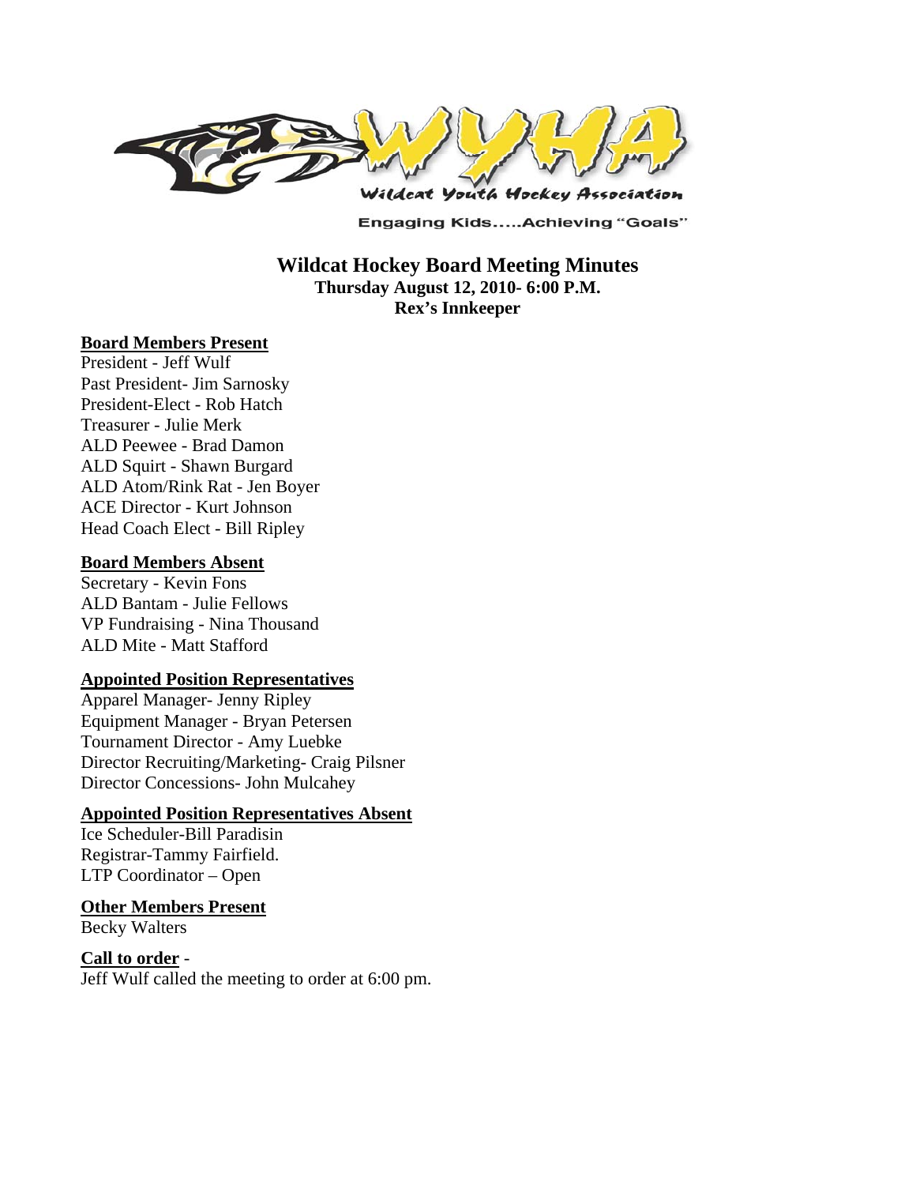Engaging Kids.....Achieving "Goals"

# Wildcat Hockey Board Meeting Minutes

**Thursday August 12, 2010- 6:00 P.M.**
**Rex's Innkeeper**

**Board Members Present**

President - Jeff Wulf
Past President- Jim Sarnosky
President-Elect - Rob Hatch
Treasurer - Julie Merk
ALD Peewee - Brad Damon
ALD Squirt - Shawn Burgard
ALD Atom/Rink Rat - Jen Boyer
ACE Director - Kurt Johnson
Head Coach Elect - Bill Ripley

**Board Members Absent**

Secretary - Kevin Fons
ALD Bantam - Julie Fellows
VP Fundraising - Nina Thousand
ALD Mite - Matt Stafford

**Appointed Position Representatives**

Apparel Manager- Jenny Ripley
Equipment Manager - Bryan Petersen
Tournament Director - Amy Luebke
Director Recruiting/Marketing- Craig Pilsner
Director Concessions- John Mulcahey

**Appointed Position Representatives Absent**

Ice Scheduler-Bill Paradisin
Registrar-Tammy Fairfield.
LTP Coordinator – Open

**Other Members Present**

Becky Walters

**Call to order** -

Jeff Wulf called the meeting to order at 6:00 pm.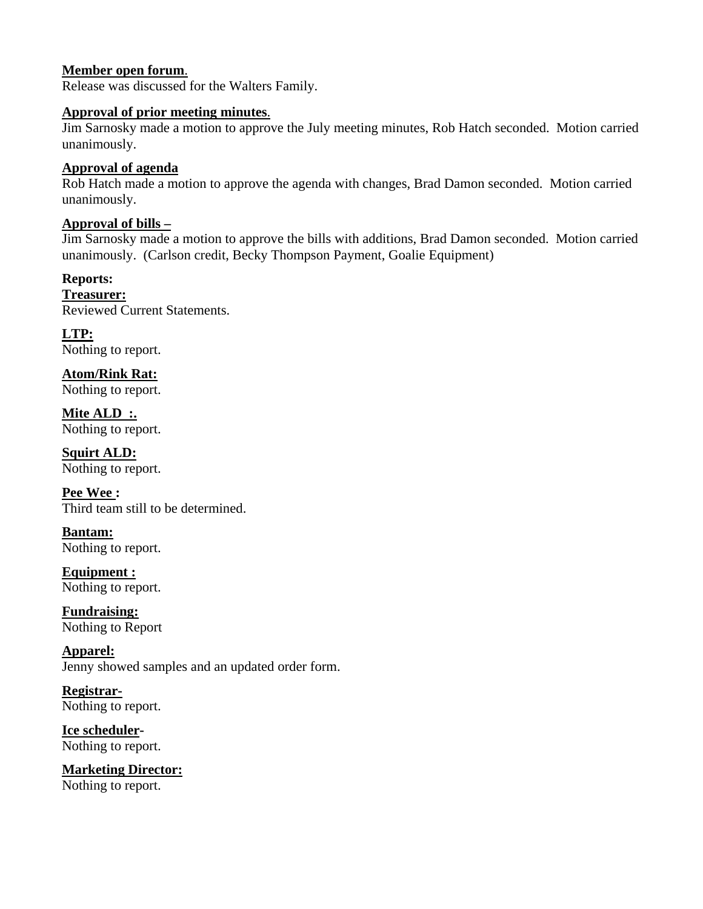**Member open forum**.
Release was discussed for the Walters Family.

**Approval of prior meeting minutes**.
Jim Sarnosky made a motion to approve the July meeting minutes, Rob Hatch seconded. Motion carried unanimously.

**Approval of agenda**
Rob Hatch made a motion to approve the agenda with changes, Brad Damon seconded. Motion carried unanimously.

**Approval of bills –**
Jim Sarnosky made a motion to approve the bills with additions, Brad Damon seconded. Motion carried unanimously. (Carlson credit, Becky Thompson Payment, Goalie Equipment)

**Reports:**

**Treasurer:**
Reviewed Current Statements.

**LTP:**
Nothing to report.

**Atom/Rink Rat:**
Nothing to report.

**Mite ALD :.**
Nothing to report.

**Squirt ALD:**
Nothing to report.

**Pee Wee :**
Third team still to be determined.

**Bantam:**
Nothing to report.

**Equipment :**
Nothing to report.

**Fundraising:**
Nothing to Report

**Apparel:**
Jenny showed samples and an updated order form.

**Registrar-**
Nothing to report.

**Ice scheduler-**
Nothing to report.

**Marketing Director:**
Nothing to report.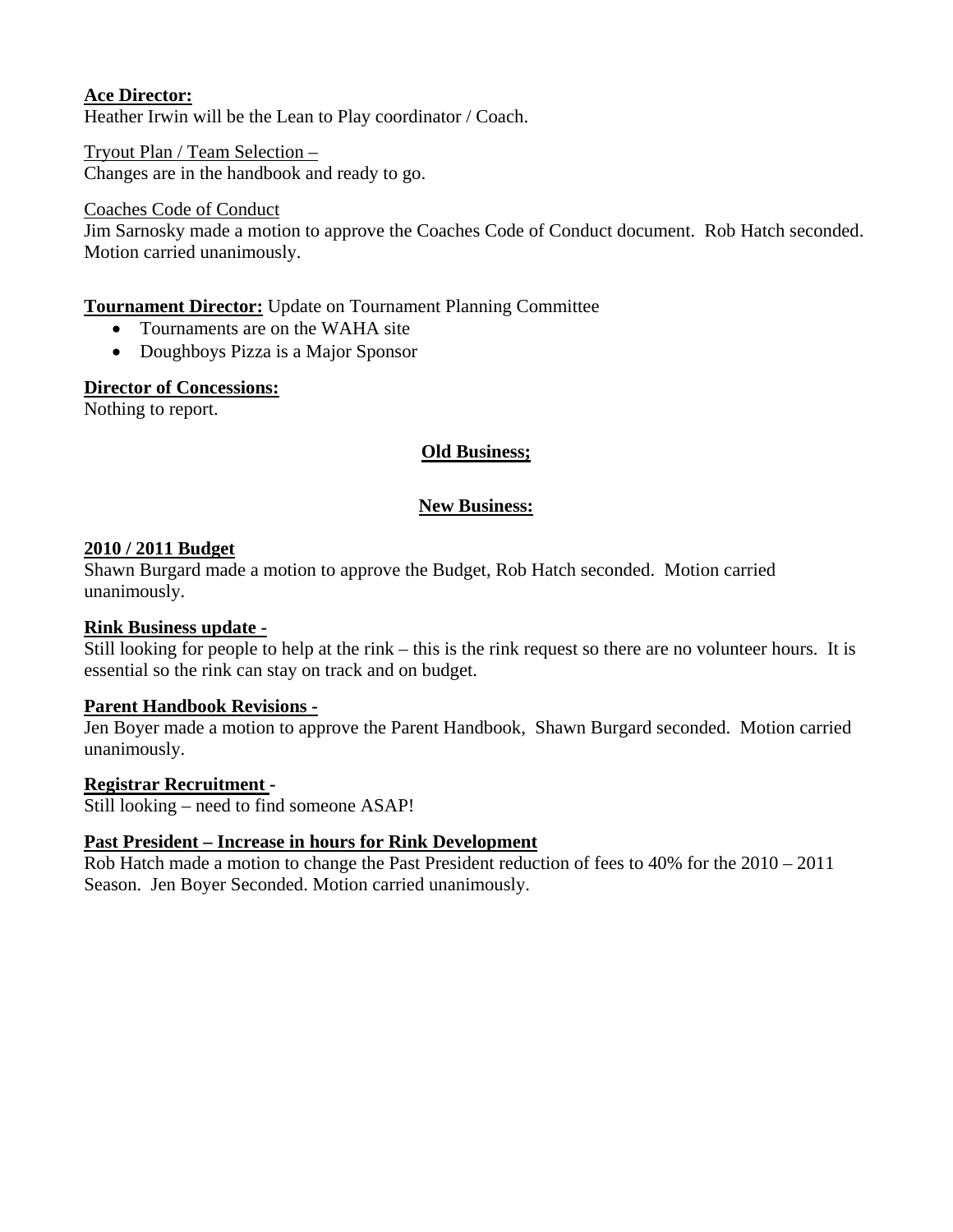**Ace Director:**
Heather Irwin will be the Lean to Play coordinator / Coach.

Tryout Plan / Team Selection –
Changes are in the handbook and ready to go.

Coaches Code of Conduct
Jim Sarnosky made a motion to approve the Coaches Code of Conduct document. Rob Hatch seconded. Motion carried unanimously.

**Tournament Director:** Update on Tournament Planning Committee

- Tournaments are on the WAHA site
- Doughboys Pizza is a Major Sponsor

**Director of Concessions:**
Nothing to report.

**Old Business;**

**New Business:**

**2010 / 2011 Budget**
Shawn Burgard made a motion to approve the Budget, Rob Hatch seconded. Motion carried unanimously.

**Rink Business update -**
Still looking for people to help at the rink – this is the rink request so there are no volunteer hours. It is essential so the rink can stay on track and on budget.

**Parent Handbook Revisions -**
Jen Boyer made a motion to approve the Parent Handbook, Shawn Burgard seconded. Motion carried unanimously.

**Registrar Recruitment -**
Still looking – need to find someone ASAP!

**Past President – Increase in hours for Rink Development**
Rob Hatch made a motion to change the Past President reduction of fees to 40% for the 2010 – 2011 Season. Jen Boyer Seconded. Motion carried unanimously.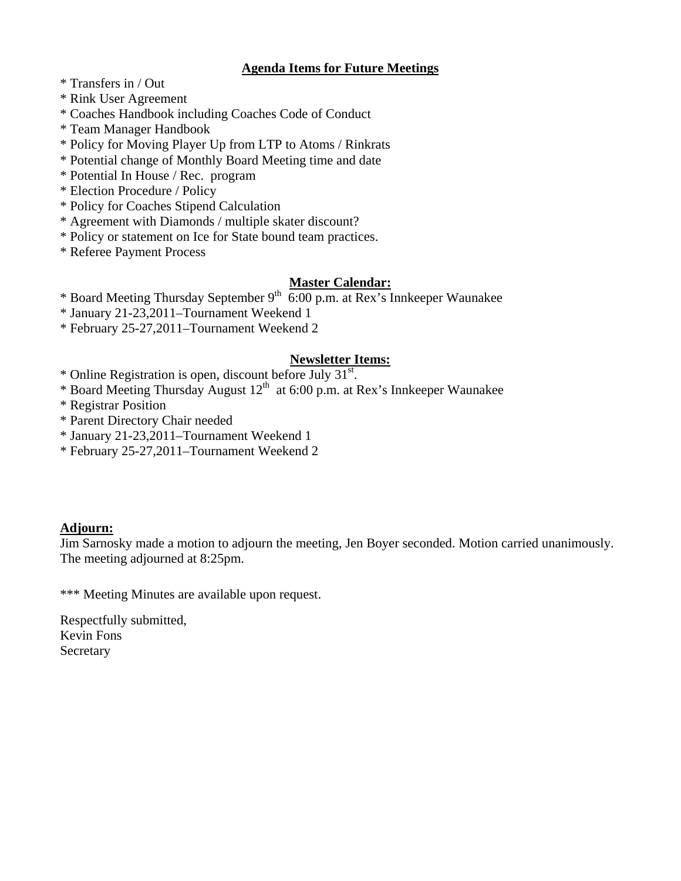## Agenda Items for Future Meetings

* Transfers in / Out
* Rink User Agreement
* Coaches Handbook including Coaches Code of Conduct
* Team Manager Handbook
* Policy for Moving Player Up from LTP to Atoms / Rinkrats
* Potential change of Monthly Board Meeting time and date
* Potential In House / Rec. program
* Election Procedure / Policy
* Policy for Coaches Stipend Calculation
* Agreement with Diamonds / multiple skater discount?
* Policy or statement on Ice for State bound team practices.
* Referee Payment Process

## Master Calendar:

* Board Meeting Thursday September 9th 6:00 p.m. at Rex's Innkeeper Waunakee
* January 21-23,2011–Tournament Weekend 1
* February 25-27,2011–Tournament Weekend 2

## Newsletter Items:

* Online Registration is open, discount before July 31st.
* Board Meeting Thursday August 12th at 6:00 p.m. at Rex's Innkeeper Waunakee
* Registrar Position
* Parent Directory Chair needed
* January 21-23,2011–Tournament Weekend 1
* February 25-27,2011–Tournament Weekend 2

**Adjourn:**

Jim Sarnosky made a motion to adjourn the meeting, Jen Boyer seconded. Motion carried unanimously. The meeting adjourned at 8:25pm.

*** Meeting Minutes are available upon request.

Respectfully submitted,
Kevin Fons
Secretary